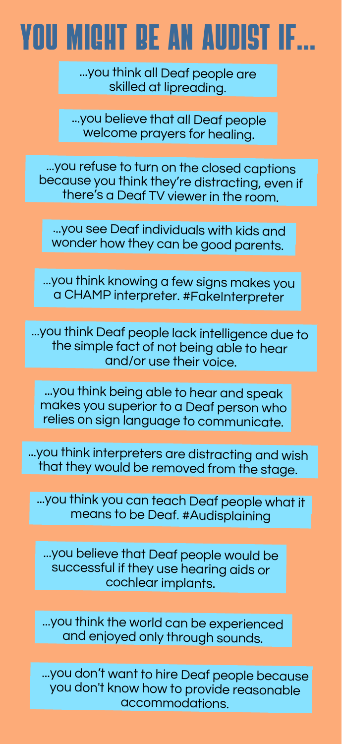# YOU MIGHT BE AN AUDIST IF...

...you think all Deaf people are skilled at lipreading.

...you believe that all Deaf people welcome prayers for healing.

...you refuse to turn on the closed captions because you think they're distracting, even if there's a Deaf TV viewer in the room.

...you see Deaf individuals with kids and wonder how they can be good parents.

...you think knowing a few signs makes you a CHAMP interpreter. #FakeInterpreter

...you think Deaf people lack intelligence due to the simple fact of not being able to hear and/or use their voice.

...you think being able to hear and speak makes you superior to a Deaf person who relies on sign language to communicate.

...you think interpreters are distracting and wish that they would be removed from the stage.

...you think you can teach Deaf people what it means to be Deaf. #Audisplaining

...you believe that Deaf people would be successful if they use hearing aids or cochlear implants.

...you think the world can be experienced and enjoyed only through sounds.

...you don't want to hire Deaf people because you don't know how to provide reasonable accommodations.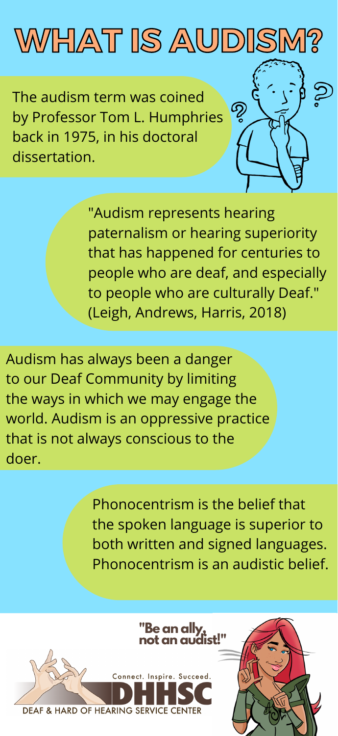# WHAT IS AUDISM?

The audism term was coined by Professor Tom L. Humphries back in 1975, in his doctoral dissertation.

"Audism represents hearing paternalism or hearing superiority that has happened for centuries to people who are deaf, and especially to people who are culturally Deaf." (Leigh, Andrews, Harris, 2018)

Audism has always been a danger to our Deaf Community by limiting the ways in which we may engage the world. Audism is an oppressive practice that is not always conscious to the doer.

Phonocentrism is the belief that the spoken language is superior to both written and signed languages. Phonocentrism is an audistic belief.

"Be an ally, not an audist!"

Connect. Inspire. Succeed.

DHHSC

DEAF & HARD OF HEARING SERVICE CENTER